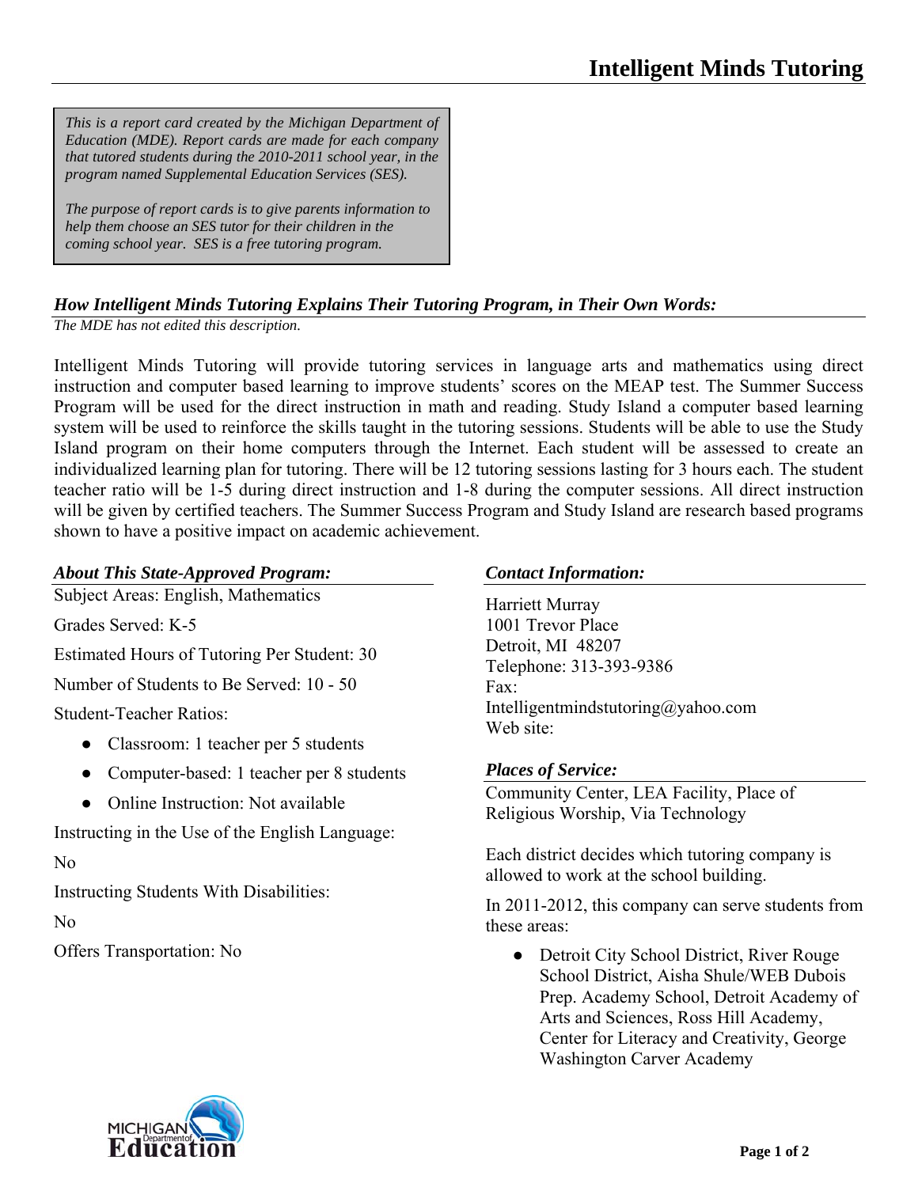# Intelligent Minds Tutoring

*This is a report card created by the Michigan Department of Education (MDE). Report cards are made for each company that tutored students during the 2010-2011 school year, in the program named Supplemental Education Services (SES).*

*The purpose of report cards is to give parents information to help them choose an SES tutor for their children in the coming school year. SES is a free tutoring program.*

## *How Intelligent Minds Tutoring Explains Their Tutoring Program, in Their Own Words:*

*The MDE has not edited this description.*

Intelligent Minds Tutoring will provide tutoring services in language arts and mathematics using direct instruction and computer based learning to improve students' scores on the MEAP test. The Summer Success Program will be used for the direct instruction in math and reading. Study Island a computer based learning system will be used to reinforce the skills taught in the tutoring sessions. Students will be able to use the Study Island program on their home computers through the Internet. Each student will be assessed to create an individualized learning plan for tutoring. There will be 12 tutoring sessions lasting for 3 hours each. The student teacher ratio will be 1-5 during direct instruction and 1-8 during the computer sessions. All direct instruction will be given by certified teachers. The Summer Success Program and Study Island are research based programs shown to have a positive impact on academic achievement.

## *About This State-Approved Program:*

Subject Areas: English, Mathematics

Grades Served: K-5

Estimated Hours of Tutoring Per Student: 30

Number of Students to Be Served: 10 - 50

Student-Teacher Ratios:

- Classroom: 1 teacher per 5 students
- Computer-based: 1 teacher per 8 students
- Online Instruction: Not available

Instructing in the Use of the English Language:

No

Instructing Students With Disabilities:

No

Offers Transportation: No

## *Contact Information:*

Harriett Murray
1001 Trevor Place
Detroit, MI 48207
Telephone: 313-393-9386
Fax:
Intelligentmindstutoring@yahoo.com
Web site:

## *Places of Service:*

Community Center, LEA Facility, Place of Religious Worship, Via Technology

Each district decides which tutoring company is allowed to work at the school building.

In 2011-2012, this company can serve students from these areas:

- Detroit City School District, River Rouge School District, Aisha Shule/WEB Dubois Prep. Academy School, Detroit Academy of Arts and Sciences, Ross Hill Academy, Center for Literacy and Creativity, George Washington Carver Academy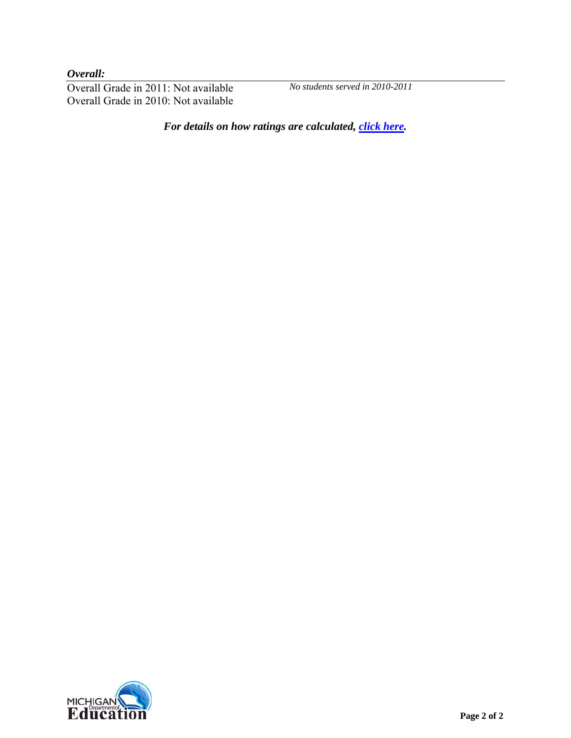***Overall:***

Overall Grade in 2011: Not available

Overall Grade in 2010: Not available

*No students served in 2010-2011*

***For details on how ratings are calculated, [click here](#).***